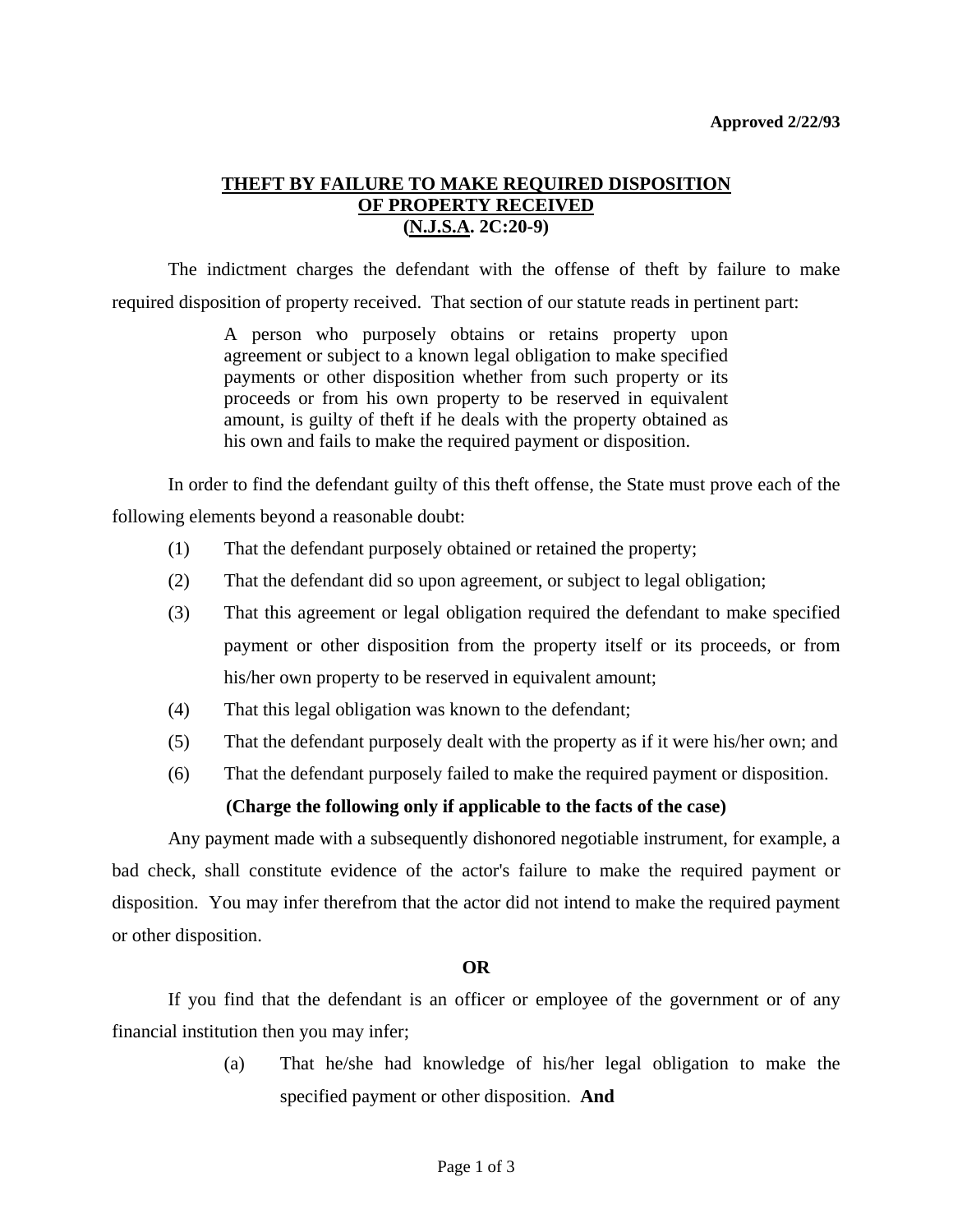**Approved 2/22/93**

## THEFT BY FAILURE TO MAKE REQUIRED DISPOSITION OF PROPERTY RECEIVED (N.J.S.A. 2C:20-9)

The indictment charges the defendant with the offense of theft by failure to make required disposition of property received. That section of our statute reads in pertinent part:

> A person who purposely obtains or retains property upon agreement or subject to a known legal obligation to make specified payments or other disposition whether from such property or its proceeds or from his own property to be reserved in equivalent amount, is guilty of theft if he deals with the property obtained as his own and fails to make the required payment or disposition.

In order to find the defendant guilty of this theft offense, the State must prove each of the following elements beyond a reasonable doubt:

(1) That the defendant purposely obtained or retained the property;

(2) That the defendant did so upon agreement, or subject to legal obligation;

(3) That this agreement or legal obligation required the defendant to make specified payment or other disposition from the property itself or its proceeds, or from his/her own property to be reserved in equivalent amount;

(4) That this legal obligation was known to the defendant;

(5) That the defendant purposely dealt with the property as if it were his/her own; and

(6) That the defendant purposely failed to make the required payment or disposition.

**(Charge the following only if applicable to the facts of the case)**

Any payment made with a subsequently dishonored negotiable instrument, for example, a bad check, shall constitute evidence of the actor's failure to make the required payment or disposition. You may infer therefrom that the actor did not intend to make the required payment or other disposition.

**OR**

If you find that the defendant is an officer or employee of the government or of any financial institution then you may infer;

(a) That he/she had knowledge of his/her legal obligation to make the specified payment or other disposition. **And**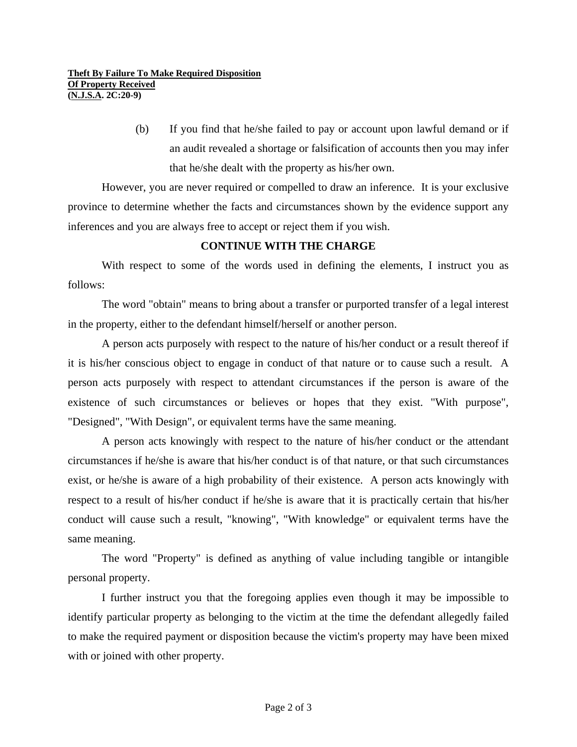(b) If you find that he/she failed to pay or account upon lawful demand or if an audit revealed a shortage or falsification of accounts then you may infer that he/she dealt with the property as his/her own.

However, you are never required or compelled to draw an inference. It is your exclusive province to determine whether the facts and circumstances shown by the evidence support any inferences and you are always free to accept or reject them if you wish.

**CONTINUE WITH THE CHARGE**

With respect to some of the words used in defining the elements, I instruct you as follows:

The word "obtain" means to bring about a transfer or purported transfer of a legal interest in the property, either to the defendant himself/herself or another person.

A person acts purposely with respect to the nature of his/her conduct or a result thereof if it is his/her conscious object to engage in conduct of that nature or to cause such a result. A person acts purposely with respect to attendant circumstances if the person is aware of the existence of such circumstances or believes or hopes that they exist. "With purpose", "Designed", "With Design", or equivalent terms have the same meaning.

A person acts knowingly with respect to the nature of his/her conduct or the attendant circumstances if he/she is aware that his/her conduct is of that nature, or that such circumstances exist, or he/she is aware of a high probability of their existence. A person acts knowingly with respect to a result of his/her conduct if he/she is aware that it is practically certain that his/her conduct will cause such a result, "knowing", "With knowledge" or equivalent terms have the same meaning.

The word "Property" is defined as anything of value including tangible or intangible personal property.

I further instruct you that the foregoing applies even though it may be impossible to identify particular property as belonging to the victim at the time the defendant allegedly failed to make the required payment or disposition because the victim's property may have been mixed with or joined with other property.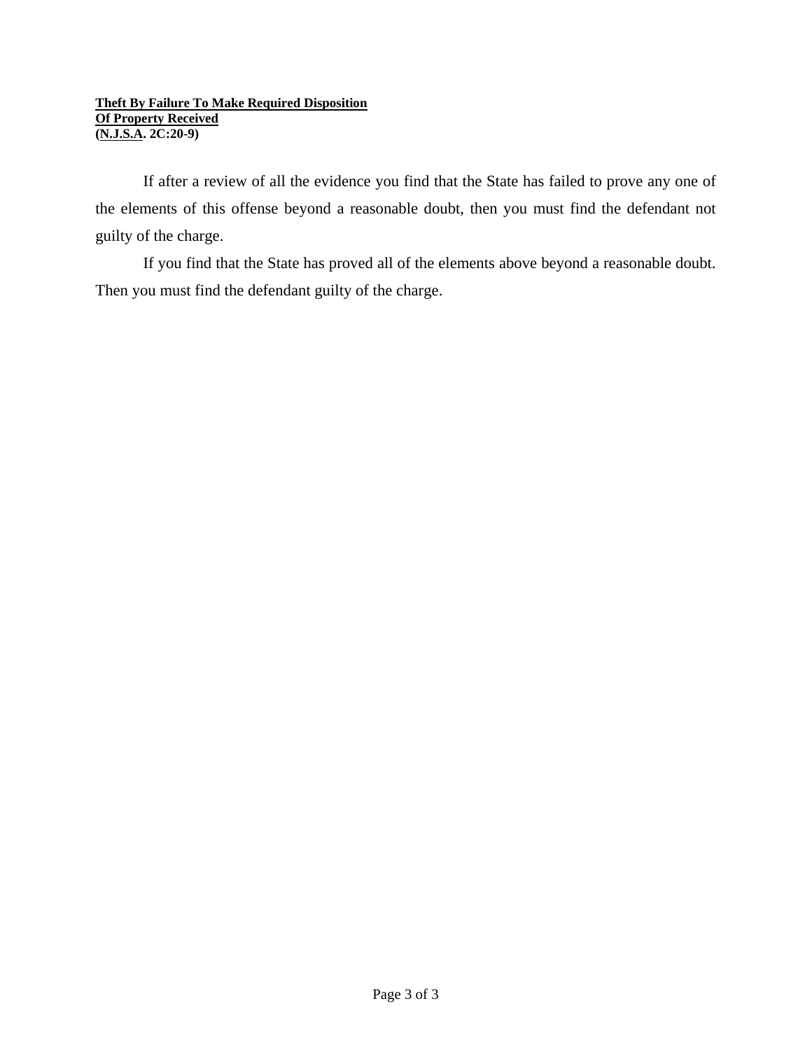If after a review of all the evidence you find that the State has failed to prove any one of the elements of this offense beyond a reasonable doubt, then you must find the defendant not guilty of the charge.

If you find that the State has proved all of the elements above beyond a reasonable doubt. Then you must find the defendant guilty of the charge.